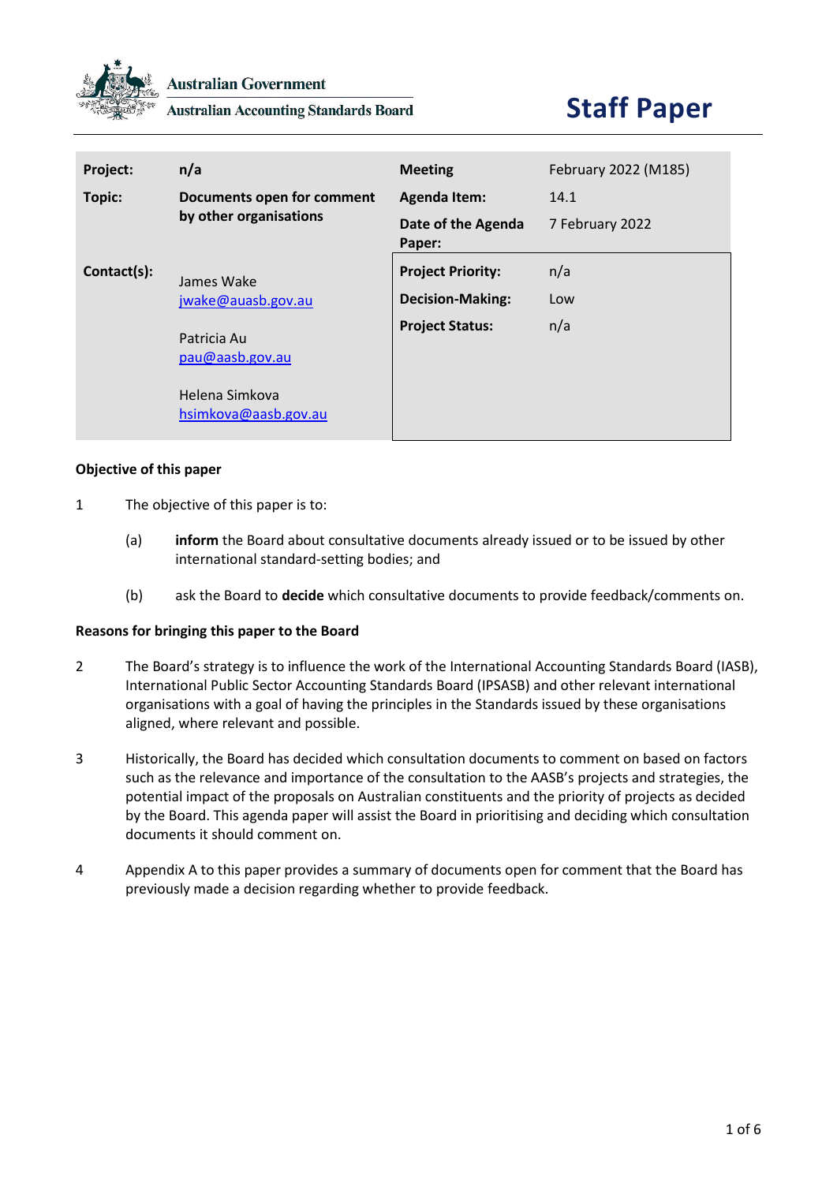Australian Government

Australian Accounting Standards Board

# Staff Paper

| Project: | n/a | Meeting | February 2022 (M185) |
| --- | --- | --- | --- |
| Topic: | Documents open for comment by other organisations | Agenda Item: | 14.1 |
| | | Date of the Agenda Paper: | 7 February 2022 |
| Contact(s): | James Wake<br>jwake@auasb.gov.au<br><br>Patricia Au<br>pau@aasb.gov.au<br><br>Helena Simkova<br>hsimkova@aasb.gov.au | Project Priority: | n/a |
| | | Decision-Making: | Low |
| | | Project Status: | n/a |

**Objective of this paper**

1 The objective of this paper is to:

(a) **inform** the Board about consultative documents already issued or to be issued by other international standard-setting bodies; and

(b) ask the Board to **decide** which consultative documents to provide feedback/comments on.

**Reasons for bringing this paper to the Board**

2 The Board's strategy is to influence the work of the International Accounting Standards Board (IASB), International Public Sector Accounting Standards Board (IPSASB) and other relevant international organisations with a goal of having the principles in the Standards issued by these organisations aligned, where relevant and possible.

3 Historically, the Board has decided which consultation documents to comment on based on factors such as the relevance and importance of the consultation to the AASB's projects and strategies, the potential impact of the proposals on Australian constituents and the priority of projects as decided by the Board. This agenda paper will assist the Board in prioritising and deciding which consultation documents it should comment on.

4 Appendix A to this paper provides a summary of documents open for comment that the Board has previously made a decision regarding whether to provide feedback.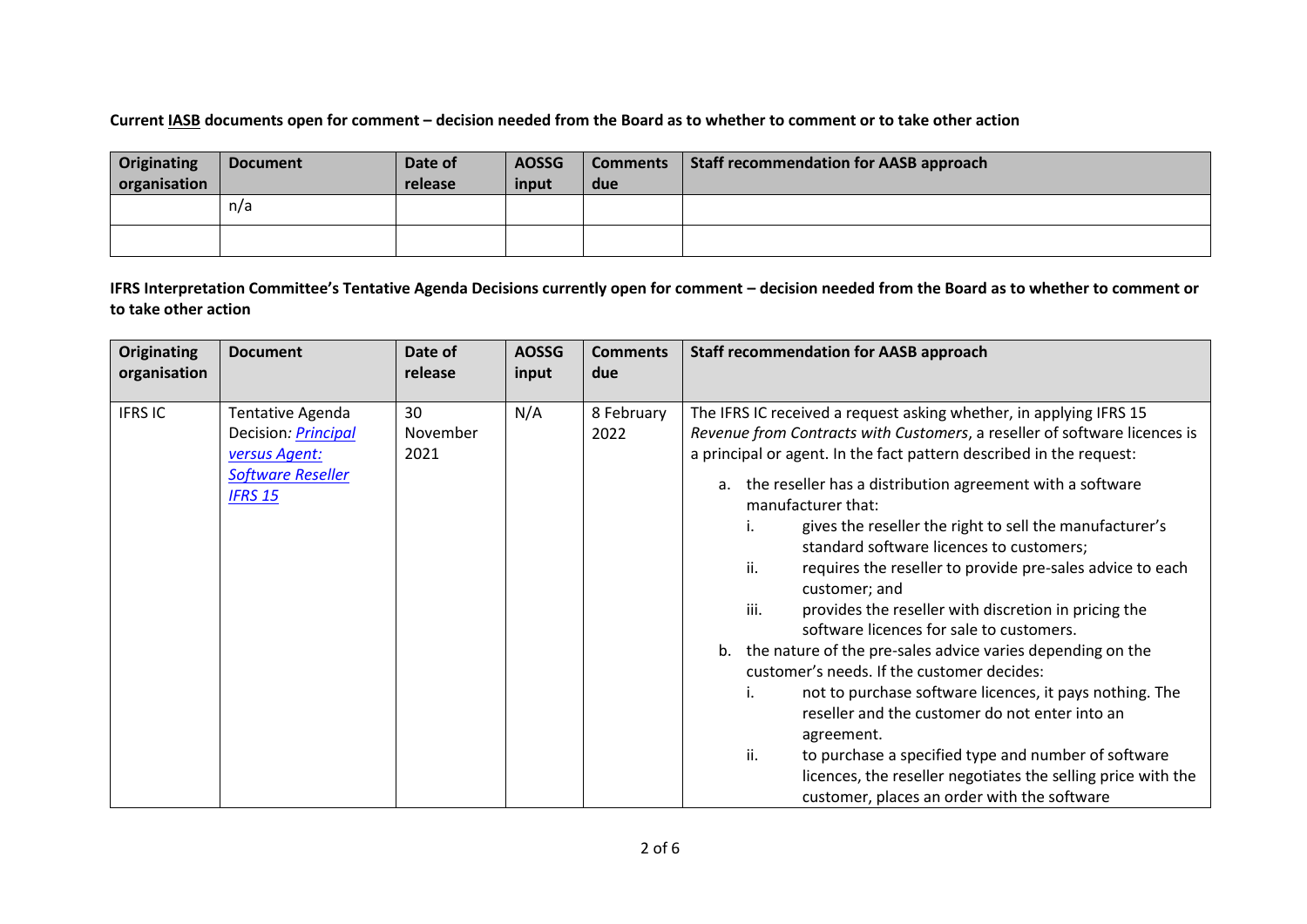**Current <u>IASB</u> documents open for comment – decision needed from the Board as to whether to comment or to take other action**

| Originating organisation | Document | Date of release | AOSSG input | Comments due | Staff recommendation for AASB approach |
|---|---|---|---|---|---|
| | n/a | | | | |
| | | | | | |

**IFRS Interpretation Committee's Tentative Agenda Decisions currently open for comment – decision needed from the Board as to whether to comment or to take other action**

| Originating organisation | Document | Date of release | AOSSG input | Comments due | Staff recommendation for AASB approach |
|---|---|---|---|---|---|
| IFRS IC | Tentative Agenda Decision*: Principal versus Agent: Software Reseller IFRS 15* | 30 November 2021 | N/A | 8 February 2022 | The IFRS IC received a request asking whether, in applying IFRS 15 *Revenue from Contracts with Customers*, a reseller of software licences is a principal or agent. In the fact pattern described in the request:<br>a. the reseller has a distribution agreement with a software manufacturer that:<br>i. gives the reseller the right to sell the manufacturer's standard software licences to customers;<br>ii. requires the reseller to provide pre-sales advice to each customer; and<br>iii. provides the reseller with discretion in pricing the software licences for sale to customers.<br>b. the nature of the pre-sales advice varies depending on the customer's needs. If the customer decides:<br>i. not to purchase software licences, it pays nothing. The reseller and the customer do not enter into an agreement.<br>ii. to purchase a specified type and number of software licences, the reseller negotiates the selling price with the customer, places an order with the software |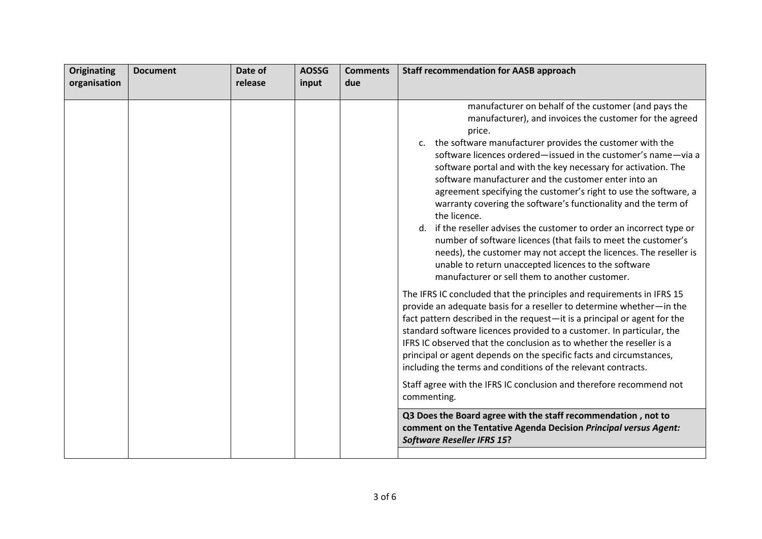| Originating organisation | Document | Date of release | AOSSG input | Comments due | Staff recommendation for AASB approach |
|---|---|---|---|---|---|
| | | | | | manufacturer on behalf of the customer (and pays the manufacturer), and invoices the customer for the agreed price.<br>c. the software manufacturer provides the customer with the software licences ordered—issued in the customer's name—via a software portal and with the key necessary for activation. The software manufacturer and the customer enter into an agreement specifying the customer's right to use the software, a warranty covering the software's functionality and the term of the licence.<br>d. if the reseller advises the customer to order an incorrect type or number of software licences (that fails to meet the customer's needs), the customer may not accept the licences. The reseller is unable to return unaccepted licences to the software manufacturer or sell them to another customer.<br><br>The IFRS IC concluded that the principles and requirements in IFRS 15 provide an adequate basis for a reseller to determine whether—in the fact pattern described in the request—it is a principal or agent for the standard software licences provided to a customer. In particular, the IFRS IC observed that the conclusion as to whether the reseller is a principal or agent depends on the specific facts and circumstances, including the terms and conditions of the relevant contracts.<br><br>Staff agree with the IFRS IC conclusion and therefore recommend not commenting. |
| | | | | | **Q3 Does the Board agree with the staff recommendation , not to comment on the Tentative Agenda Decision *Principal versus Agent: Software Reseller IFRS 15*?** |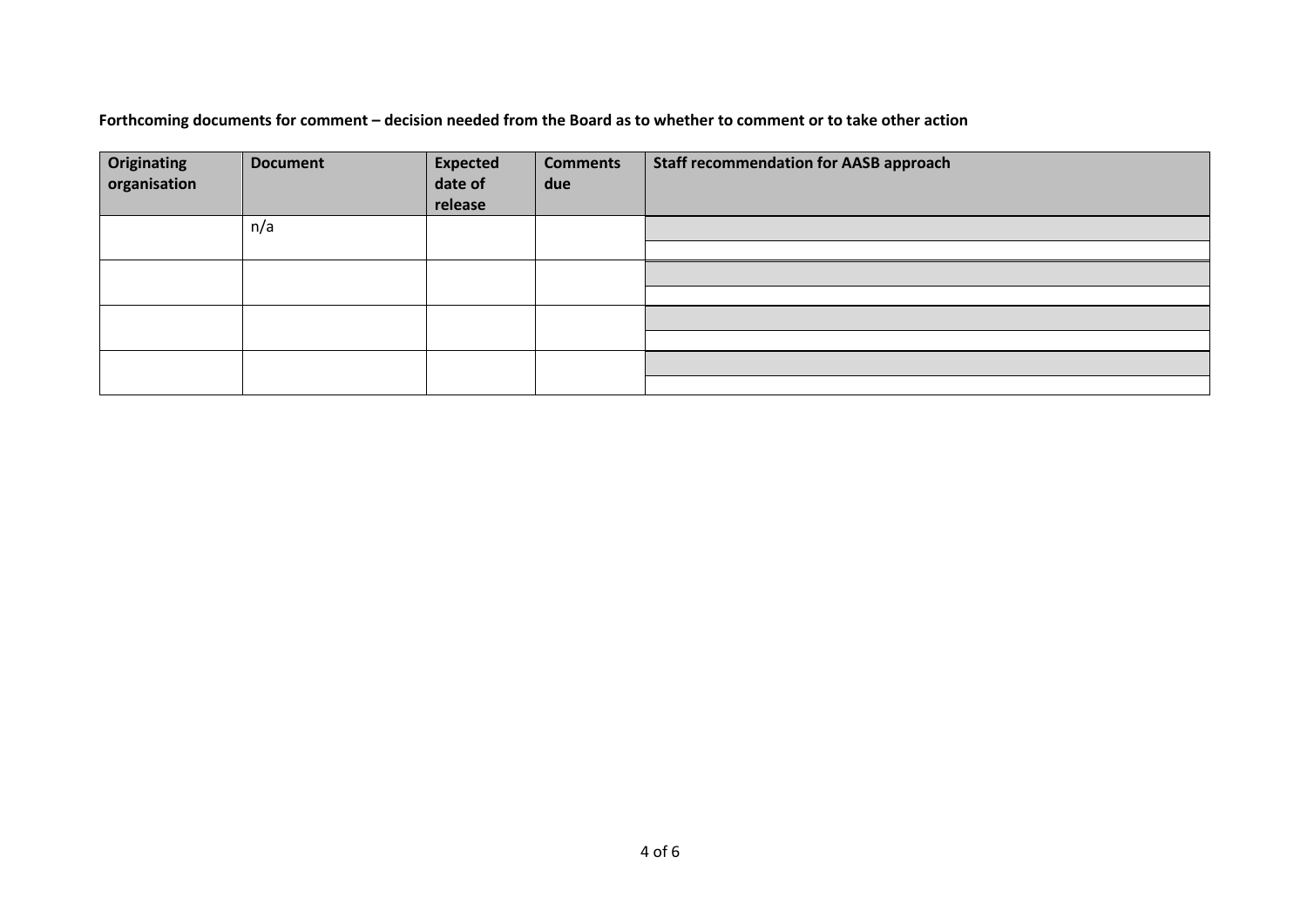**Forthcoming documents for comment – decision needed from the Board as to whether to comment or to take other action**

| Originating organisation | Document | Expected date of release | Comments due | Staff recommendation for AASB approach |
| --- | --- | --- | --- | --- |
| | n/a | | | |
| | | | | |
| | | | | |
| | | | | |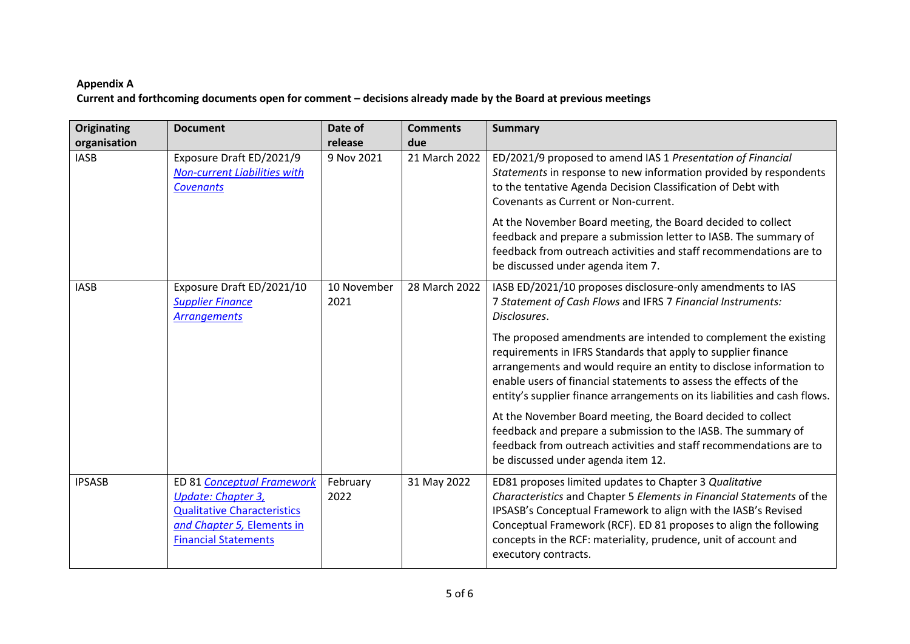**Appendix A**

**Current and forthcoming documents open for comment – decisions already made by the Board at previous meetings**

| Originating organisation | Document | Date of release | Comments due | Summary |
|---|---|---|---|---|
| IASB | Exposure Draft ED/2021/9 *Non-current Liabilities with Covenants* | 9 Nov 2021 | 21 March 2022 | ED/2021/9 proposed to amend IAS 1 *Presentation of Financial Statements* in response to new information provided by respondents to the tentative Agenda Decision Classification of Debt with Covenants as Current or Non-current.<br><br>At the November Board meeting, the Board decided to collect feedback and prepare a submission letter to IASB. The summary of feedback from outreach activities and staff recommendations are to be discussed under agenda item 7. |
| IASB | Exposure Draft ED/2021/10 *Supplier Finance Arrangements* | 10 November 2021 | 28 March 2022 | IASB ED/2021/10 proposes disclosure-only amendments to IAS 7 *Statement of Cash Flows* and IFRS 7 *Financial Instruments: Disclosures*.<br><br>The proposed amendments are intended to complement the existing requirements in IFRS Standards that apply to supplier finance arrangements and would require an entity to disclose information to enable users of financial statements to assess the effects of the entity's supplier finance arrangements on its liabilities and cash flows.<br><br>At the November Board meeting, the Board decided to collect feedback and prepare a submission to the IASB. The summary of feedback from outreach activities and staff recommendations are to be discussed under agenda item 12. |
| IPSASB | ED 81 *Conceptual Framework Update: Chapter 3,* Qualitative Characteristics *and Chapter 5,* Elements in Financial Statements | February 2022 | 31 May 2022 | ED81 proposes limited updates to Chapter 3 *Qualitative Characteristics* and Chapter 5 *Elements in Financial Statements* of the IPSASB's Conceptual Framework to align with the IASB's Revised Conceptual Framework (RCF). ED 81 proposes to align the following concepts in the RCF: materiality, prudence, unit of account and executory contracts. |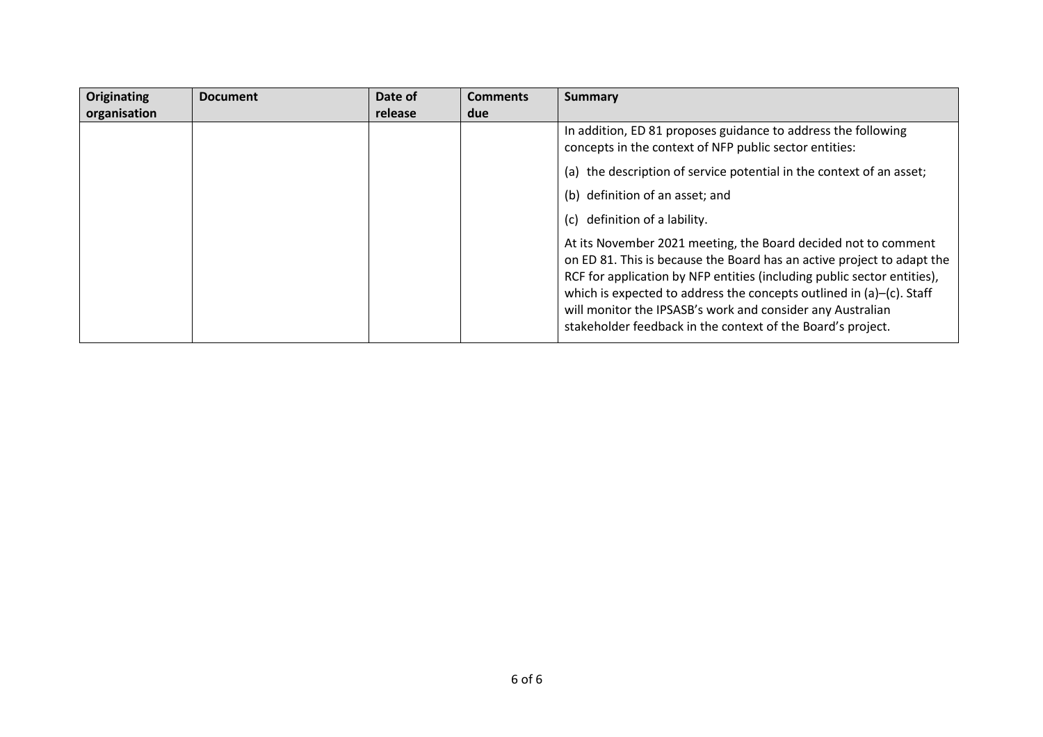| Originating organisation | Document | Date of release | Comments due | Summary |
| --- | --- | --- | --- | --- |
| | | | | In addition, ED 81 proposes guidance to address the following concepts in the context of NFP public sector entities:<br><br>(a) the description of service potential in the context of an asset;<br><br>(b) definition of an asset; and<br><br>(c) definition of a lability.<br><br>At its November 2021 meeting, the Board decided not to comment on ED 81. This is because the Board has an active project to adapt the RCF for application by NFP entities (including public sector entities), which is expected to address the concepts outlined in (a)–(c). Staff will monitor the IPSASB's work and consider any Australian stakeholder feedback in the context of the Board's project. |